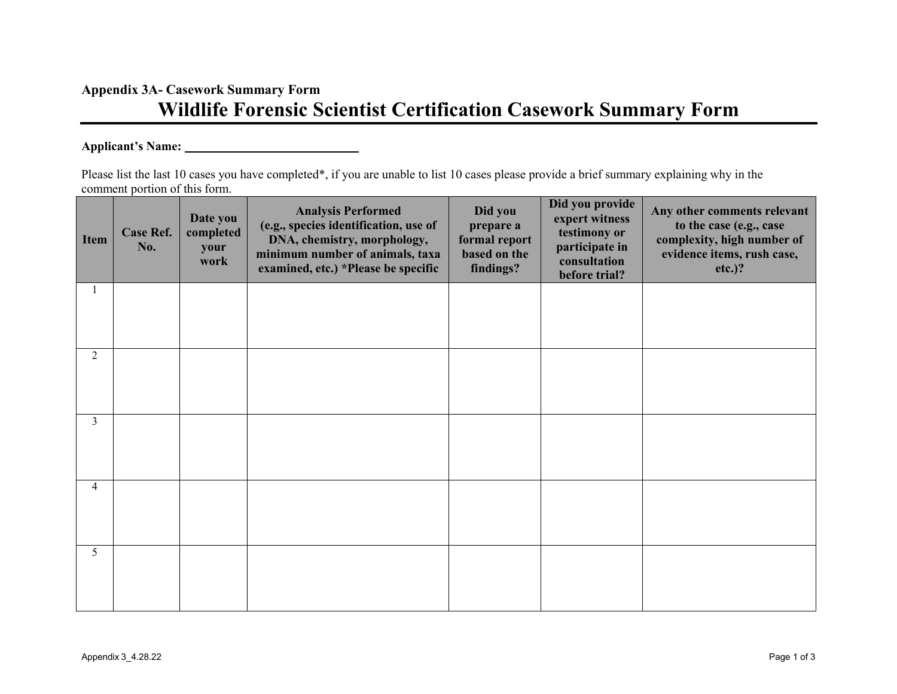**Appendix 3A- Casework Summary Form**

# Wildlife Forensic Scientist Certification Casework Summary Form

**Applicant's Name:** ____________________________

Please list the last 10 cases you have completed*, if you are unable to list 10 cases please provide a brief summary explaining why in the comment portion of this form.

| Item | Case Ref. No. | Date you completed your work | Analysis Performed (e.g., species identification, use of DNA, chemistry, morphology, minimum number of animals, taxa examined, etc.) *Please be specific | Did you prepare a formal report based on the findings? | Did you provide expert witness testimony or participate in consultation before trial? | Any other comments relevant to the case (e.g., case complexity, high number of evidence items, rush case, etc.)? |
|---|---|---|---|---|---|---|
| 1 | | | | | | |
| 2 | | | | | | |
| 3 | | | | | | |
| 4 | | | | | | |
| 5 | | | | | | |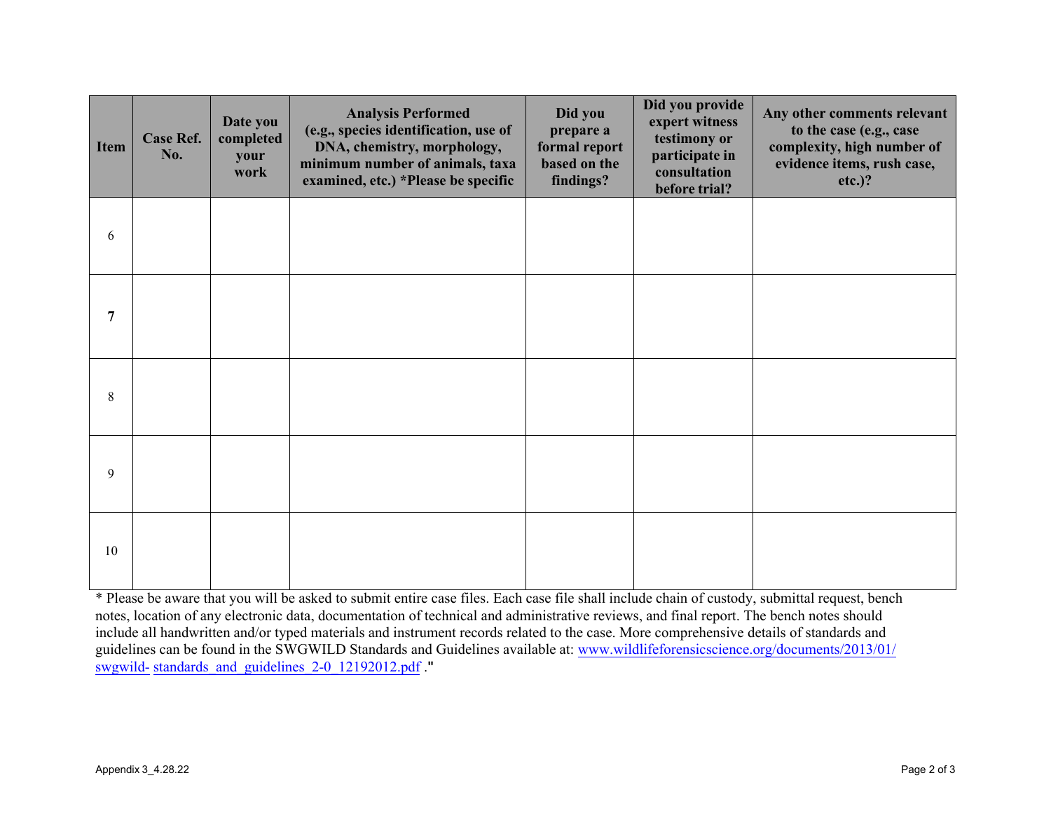| Item | Case Ref. No. | Date you completed your work | Analysis Performed (e.g., species identification, use of DNA, chemistry, morphology, minimum number of animals, taxa examined, etc.) *Please be specific | Did you prepare a formal report based on the findings? | Did you provide expert witness testimony or participate in consultation before trial? | Any other comments relevant to the case (e.g., case complexity, high number of evidence items, rush case, etc.)? |
|---|---|---|---|---|---|---|
| 6 | | | | | | |
| **7** | | | | | | |
| 8 | | | | | | |
| 9 | | | | | | |
| 10 | | | | | | |

* Please be aware that you will be asked to submit entire case files. Each case file shall include chain of custody, submittal request, bench notes, location of any electronic data, documentation of technical and administrative reviews, and final report. The bench notes should include all handwritten and/or typed materials and instrument records related to the case. More comprehensive details of standards and guidelines can be found in the SWGWILD Standards and Guidelines available at: [www.wildlifeforensicscience.org/documents/2013/01/swgwild- standards_and_guidelines_2-0_12192012.pdf](www.wildlifeforensicscience.org/documents/2013/01/swgwild-standards_and_guidelines_2-0_12192012.pdf) ."

Appendix 3_4.28.22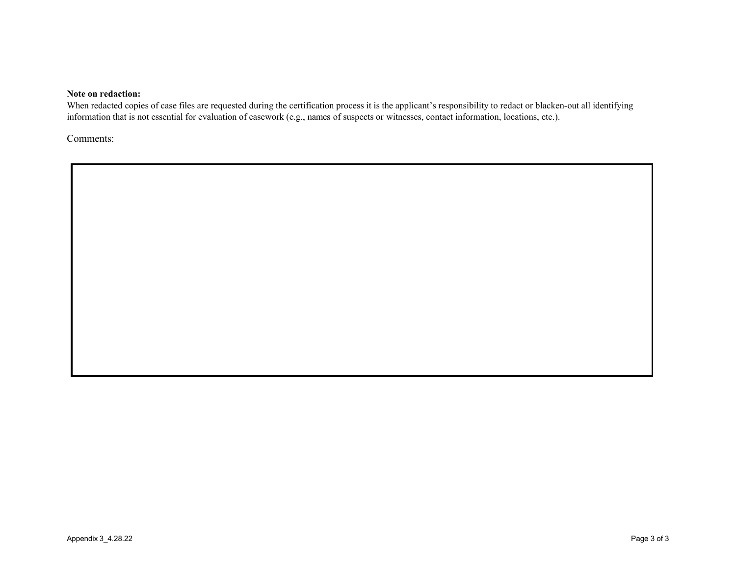**Note on redaction:**
When redacted copies of case files are requested during the certification process it is the applicant's responsibility to redact or blacken-out all identifying information that is not essential for evaluation of casework (e.g., names of suspects or witnesses, contact information, locations, etc.).

Comments: